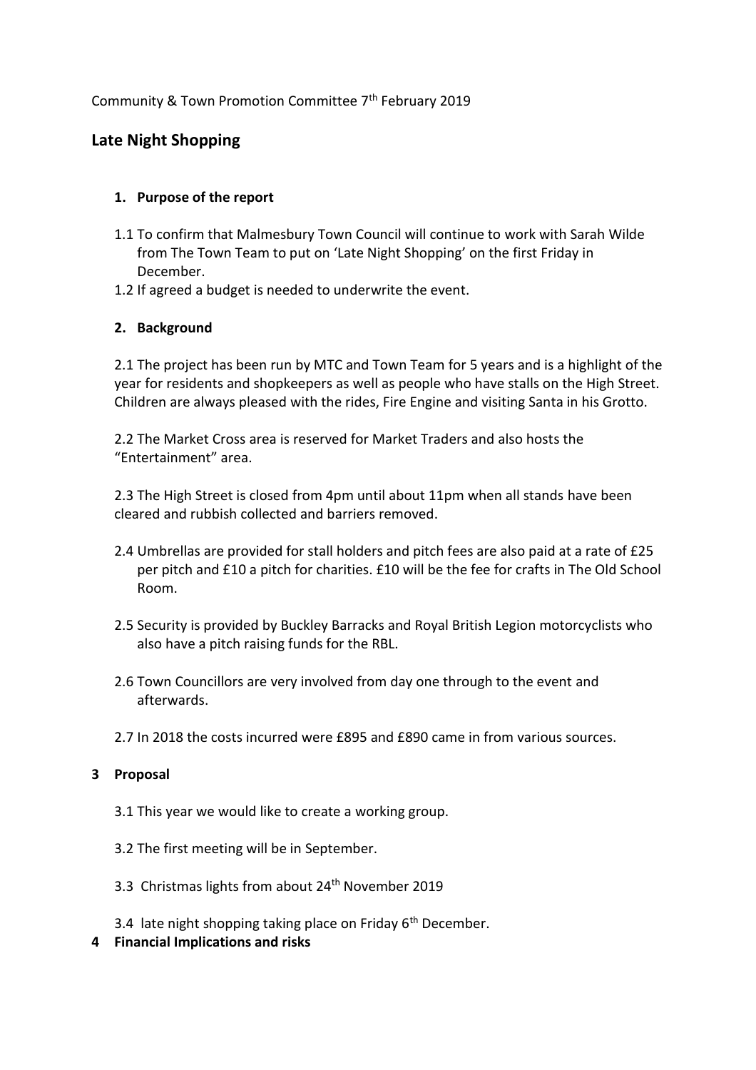Community & Town Promotion Committee 7th February 2019

## Late Night Shopping

### 1. Purpose of the report

1.1 To confirm that Malmesbury Town Council will continue to work with Sarah Wilde from The Town Team to put on 'Late Night Shopping' on the first Friday in December.

1.2 If agreed a budget is needed to underwrite the event.

### 2. Background

2.1 The project has been run by MTC and Town Team for 5 years and is a highlight of the year for residents and shopkeepers as well as people who have stalls on the High Street. Children are always pleased with the rides, Fire Engine and visiting Santa in his Grotto.

2.2 The Market Cross area is reserved for Market Traders and also hosts the "Entertainment" area.

2.3 The High Street is closed from 4pm until about 11pm when all stands have been cleared and rubbish collected and barriers removed.

2.4 Umbrellas are provided for stall holders and pitch fees are also paid at a rate of £25 per pitch and £10 a pitch for charities. £10 will be the fee for crafts in The Old School Room.

2.5 Security is provided by Buckley Barracks and Royal British Legion motorcyclists who also have a pitch raising funds for the RBL.

2.6 Town Councillors are very involved from day one through to the event and afterwards.

2.7 In 2018 the costs incurred were £895 and £890 came in from various sources.

### 3 Proposal

3.1 This year we would like to create a working group.

3.2 The first meeting will be in September.

3.3 Christmas lights from about 24th November 2019

3.4 late night shopping taking place on Friday 6th December.

### 4 Financial Implications and risks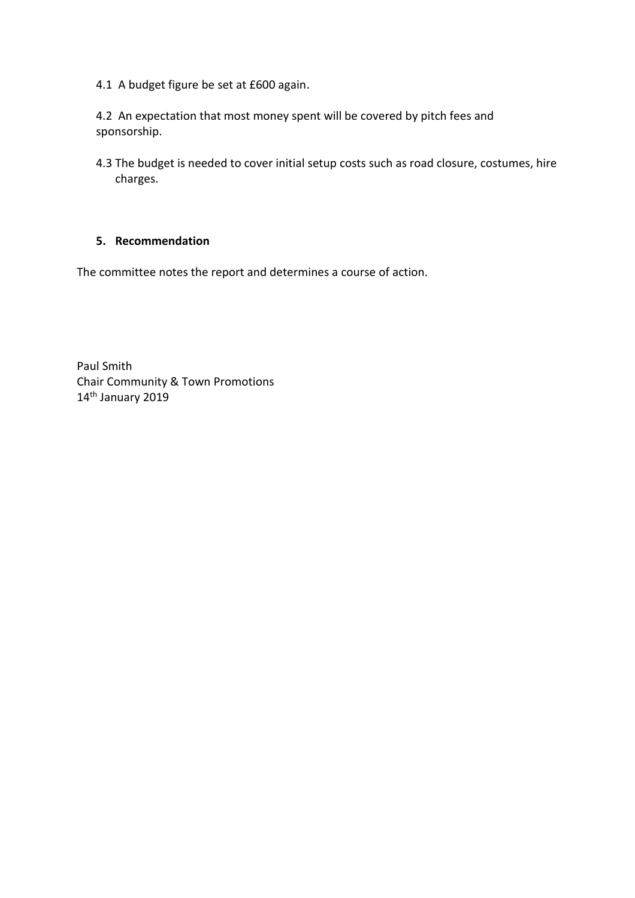4.1 A budget figure be set at £600 again.

4.2 An expectation that most money spent will be covered by pitch fees and sponsorship.

4.3 The budget is needed to cover initial setup costs such as road closure, costumes, hire charges.

**5. Recommendation**

The committee notes the report and determines a course of action.

Paul Smith
Chair Community & Town Promotions
14th January 2019